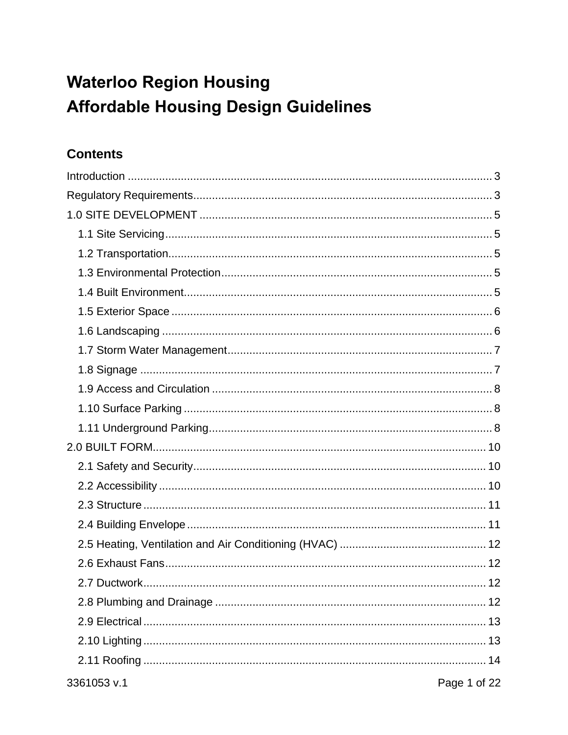# Waterloo Region Housing
# Affordable Housing Design Guidelines

## Contents

Introduction ... 3
Regulatory Requirements ... 3
1.0 SITE DEVELOPMENT ... 5
- 1.1 Site Servicing ... 5
- 1.2 Transportation ... 5
- 1.3 Environmental Protection ... 5
- 1.4 Built Environment ... 5
- 1.5 Exterior Space ... 6
- 1.6 Landscaping ... 6
- 1.7 Storm Water Management ... 7
- 1.8 Signage ... 7
- 1.9 Access and Circulation ... 8
- 1.10 Surface Parking ... 8
- 1.11 Underground Parking ... 8

2.0 BUILT FORM ... 10
- 2.1 Safety and Security ... 10
- 2.2 Accessibility ... 10
- 2.3 Structure ... 11
- 2.4 Building Envelope ... 11
- 2.5 Heating, Ventilation and Air Conditioning (HVAC) ... 12
- 2.6 Exhaust Fans ... 12
- 2.7 Ductwork ... 12
- 2.8 Plumbing and Drainage ... 12
- 2.9 Electrical ... 13
- 2.10 Lighting ... 13
- 2.11 Roofing ... 14

3361053 v.1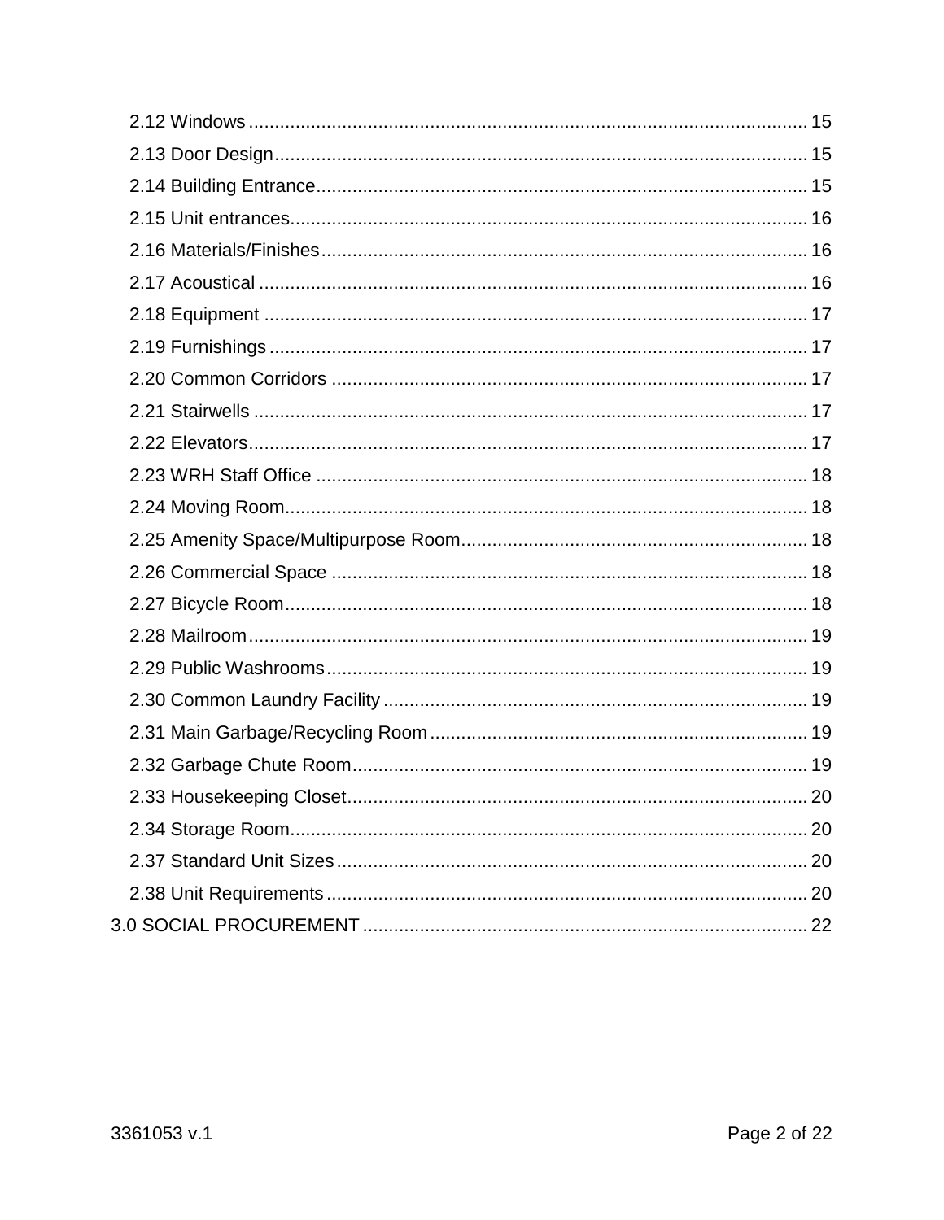2.12 Windows ........................................................................................................ 15
2.13 Door Design...................................................................................................... 15
2.14 Building Entrance............................................................................................. 15
2.15 Unit entrances.................................................................................................. 16
2.16 Materials/Finishes............................................................................................ 16
2.17 Acoustical ........................................................................................................ 16
2.18 Equipment ....................................................................................................... 17
2.19 Furnishings ...................................................................................................... 17
2.20 Common Corridors .......................................................................................... 17
2.21 Stairwells ......................................................................................................... 17
2.22 Elevators.......................................................................................................... 17
2.23 WRH Staff Office ............................................................................................. 18
2.24 Moving Room................................................................................................... 18
2.25 Amenity Space/Multipurpose Room.................................................................. 18
2.26 Commercial Space .......................................................................................... 18
2.27 Bicycle Room................................................................................................... 18
2.28 Mailroom.......................................................................................................... 19
2.29 Public Washrooms........................................................................................... 19
2.30 Common Laundry Facility ................................................................................ 19
2.31 Main Garbage/Recycling Room ....................................................................... 19
2.32 Garbage Chute Room...................................................................................... 19
2.33 Housekeeping Closet....................................................................................... 20
2.34 Storage Room.................................................................................................. 20
2.37 Standard Unit Sizes ......................................................................................... 20
2.38 Unit Requirements ........................................................................................... 20
3.0 SOCIAL PROCUREMENT .................................................................................... 22

3361053 v.1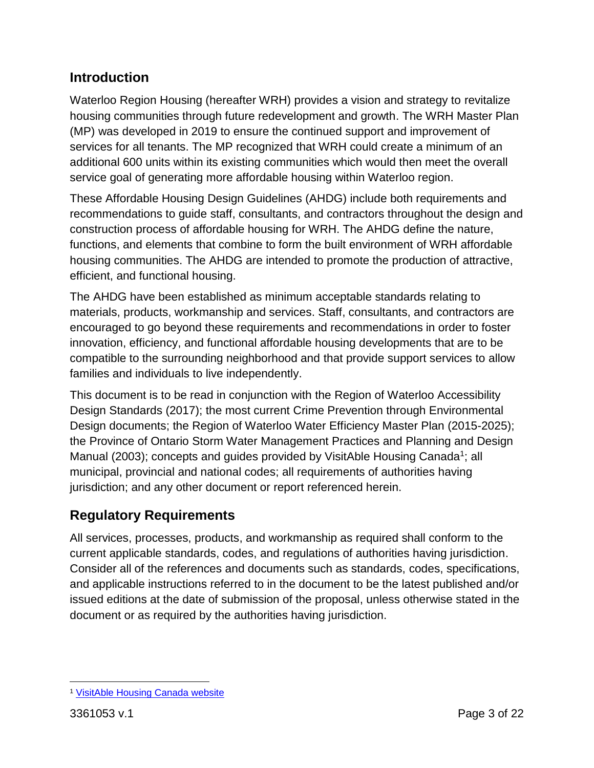## Introduction

Waterloo Region Housing (hereafter WRH) provides a vision and strategy to revitalize housing communities through future redevelopment and growth. The WRH Master Plan (MP) was developed in 2019 to ensure the continued support and improvement of services for all tenants. The MP recognized that WRH could create a minimum of an additional 600 units within its existing communities which would then meet the overall service goal of generating more affordable housing within Waterloo region.

These Affordable Housing Design Guidelines (AHDG) include both requirements and recommendations to guide staff, consultants, and contractors throughout the design and construction process of affordable housing for WRH. The AHDG define the nature, functions, and elements that combine to form the built environment of WRH affordable housing communities. The AHDG are intended to promote the production of attractive, efficient, and functional housing.

The AHDG have been established as minimum acceptable standards relating to materials, products, workmanship and services. Staff, consultants, and contractors are encouraged to go beyond these requirements and recommendations in order to foster innovation, efficiency, and functional affordable housing developments that are to be compatible to the surrounding neighborhood and that provide support services to allow families and individuals to live independently.

This document is to be read in conjunction with the Region of Waterloo Accessibility Design Standards (2017); the most current Crime Prevention through Environmental Design documents; the Region of Waterloo Water Efficiency Master Plan (2015-2025); the Province of Ontario Storm Water Management Practices and Planning and Design Manual (2003); concepts and guides provided by VisitAble Housing Canada[1]; all municipal, provincial and national codes; all requirements of authorities having jurisdiction; and any other document or report referenced herein.

## Regulatory Requirements

All services, processes, products, and workmanship as required shall conform to the current applicable standards, codes, and regulations of authorities having jurisdiction. Consider all of the references and documents such as standards, codes, specifications, and applicable instructions referred to in the document to be the latest published and/or issued editions at the date of submission of the proposal, unless otherwise stated in the document or as required by the authorities having jurisdiction.

---

[1] VisitAble Housing Canada website

3361053 v.1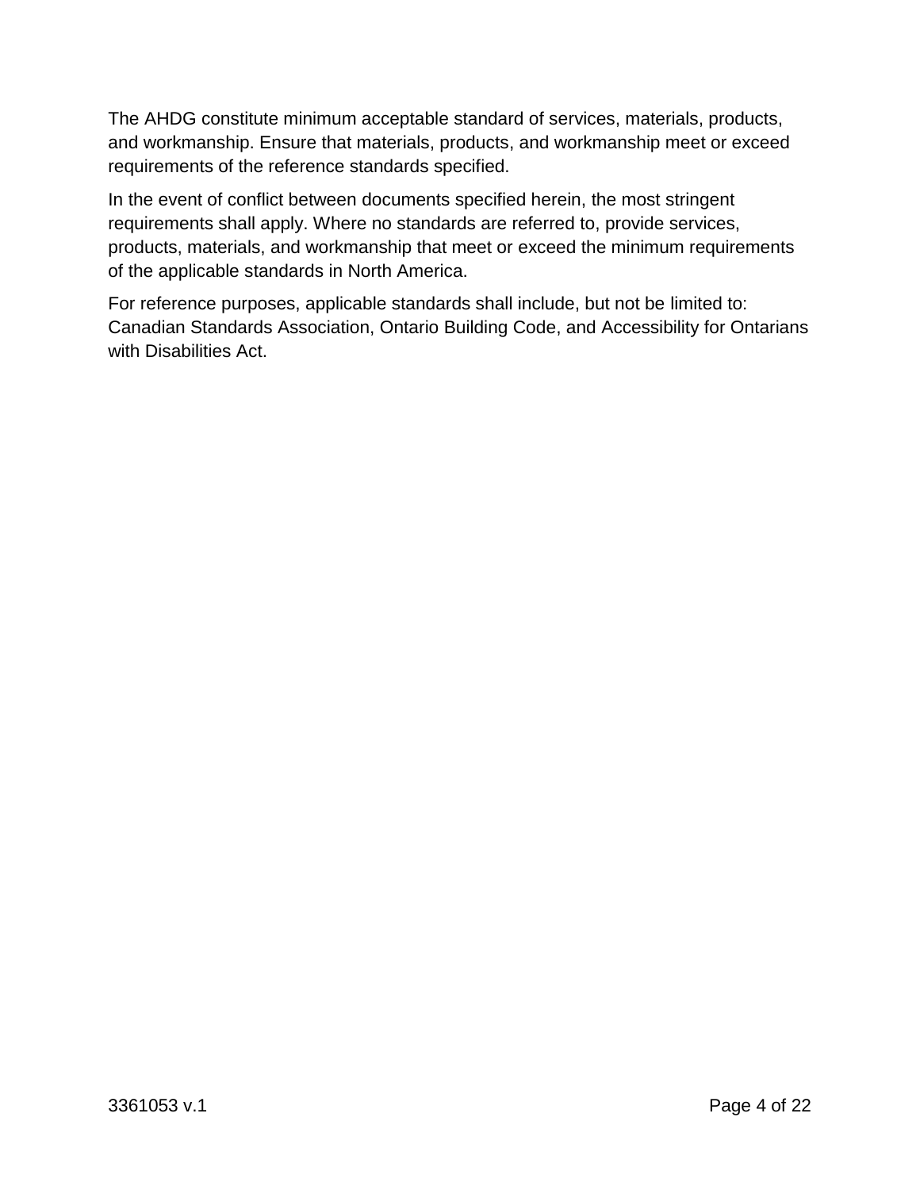The AHDG constitute minimum acceptable standard of services, materials, products, and workmanship. Ensure that materials, products, and workmanship meet or exceed requirements of the reference standards specified.

In the event of conflict between documents specified herein, the most stringent requirements shall apply. Where no standards are referred to, provide services, products, materials, and workmanship that meet or exceed the minimum requirements of the applicable standards in North America.

For reference purposes, applicable standards shall include, but not be limited to: Canadian Standards Association, Ontario Building Code, and Accessibility for Ontarians with Disabilities Act.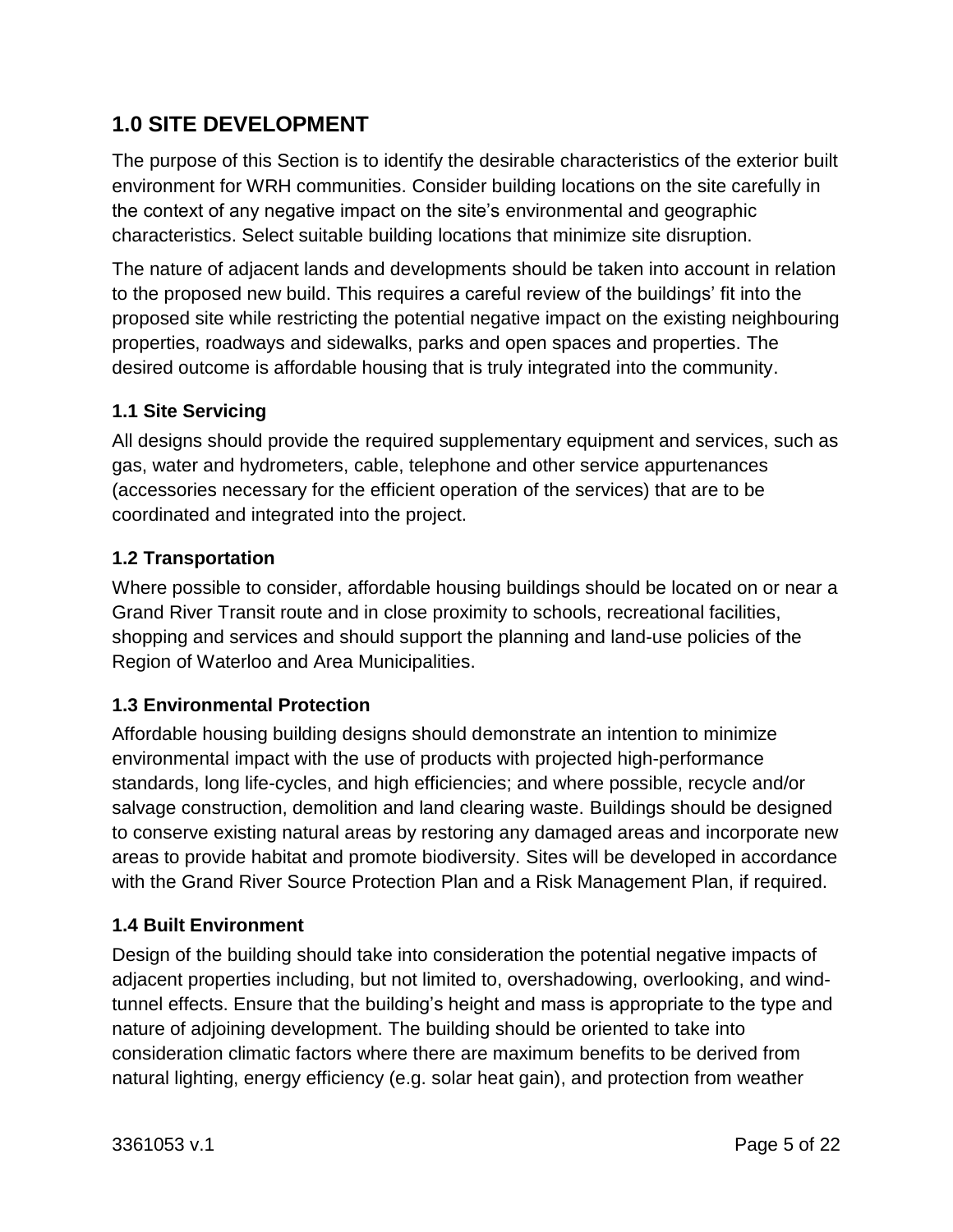## 1.0 SITE DEVELOPMENT

The purpose of this Section is to identify the desirable characteristics of the exterior built environment for WRH communities. Consider building locations on the site carefully in the context of any negative impact on the site's environmental and geographic characteristics. Select suitable building locations that minimize site disruption.

The nature of adjacent lands and developments should be taken into account in relation to the proposed new build. This requires a careful review of the buildings' fit into the proposed site while restricting the potential negative impact on the existing neighbouring properties, roadways and sidewalks, parks and open spaces and properties. The desired outcome is affordable housing that is truly integrated into the community.

### 1.1 Site Servicing

All designs should provide the required supplementary equipment and services, such as gas, water and hydrometers, cable, telephone and other service appurtenances (accessories necessary for the efficient operation of the services) that are to be coordinated and integrated into the project.

### 1.2 Transportation

Where possible to consider, affordable housing buildings should be located on or near a Grand River Transit route and in close proximity to schools, recreational facilities, shopping and services and should support the planning and land-use policies of the Region of Waterloo and Area Municipalities.

### 1.3 Environmental Protection

Affordable housing building designs should demonstrate an intention to minimize environmental impact with the use of products with projected high-performance standards, long life-cycles, and high efficiencies; and where possible, recycle and/or salvage construction, demolition and land clearing waste. Buildings should be designed to conserve existing natural areas by restoring any damaged areas and incorporate new areas to provide habitat and promote biodiversity. Sites will be developed in accordance with the Grand River Source Protection Plan and a Risk Management Plan, if required.

### 1.4 Built Environment

Design of the building should take into consideration the potential negative impacts of adjacent properties including, but not limited to, overshadowing, overlooking, and wind-tunnel effects. Ensure that the building's height and mass is appropriate to the type and nature of adjoining development. The building should be oriented to take into consideration climatic factors where there are maximum benefits to be derived from natural lighting, energy efficiency (e.g. solar heat gain), and protection from weather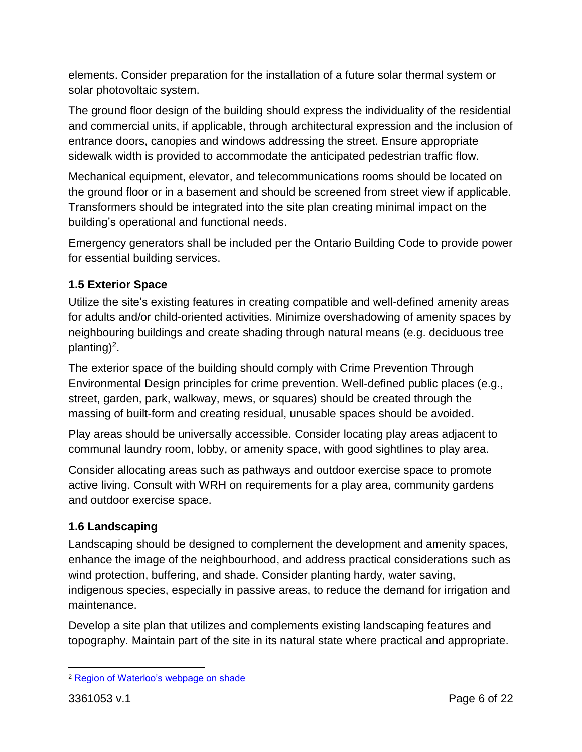elements. Consider preparation for the installation of a future solar thermal system or solar photovoltaic system.

The ground floor design of the building should express the individuality of the residential and commercial units, if applicable, through architectural expression and the inclusion of entrance doors, canopies and windows addressing the street. Ensure appropriate sidewalk width is provided to accommodate the anticipated pedestrian traffic flow.

Mechanical equipment, elevator, and telecommunications rooms should be located on the ground floor or in a basement and should be screened from street view if applicable. Transformers should be integrated into the site plan creating minimal impact on the building's operational and functional needs.

Emergency generators shall be included per the Ontario Building Code to provide power for essential building services.

### 1.5 Exterior Space

Utilize the site's existing features in creating compatible and well-defined amenity areas for adults and/or child-oriented activities. Minimize overshadowing of amenity spaces by neighbouring buildings and create shading through natural means (e.g. deciduous tree planting)[2].

The exterior space of the building should comply with Crime Prevention Through Environmental Design principles for crime prevention. Well-defined public places (e.g., street, garden, park, walkway, mews, or squares) should be created through the massing of built-form and creating residual, unusable spaces should be avoided.

Play areas should be universally accessible. Consider locating play areas adjacent to communal laundry room, lobby, or amenity space, with good sightlines to play area.

Consider allocating areas such as pathways and outdoor exercise space to promote active living. Consult with WRH on requirements for a play area, community gardens and outdoor exercise space.

### 1.6 Landscaping

Landscaping should be designed to complement the development and amenity spaces, enhance the image of the neighbourhood, and address practical considerations such as wind protection, buffering, and shade. Consider planting hardy, water saving, indigenous species, especially in passive areas, to reduce the demand for irrigation and maintenance.

Develop a site plan that utilizes and complements existing landscaping features and topography. Maintain part of the site in its natural state where practical and appropriate.

---

[2] Region of Waterloo's webpage on shade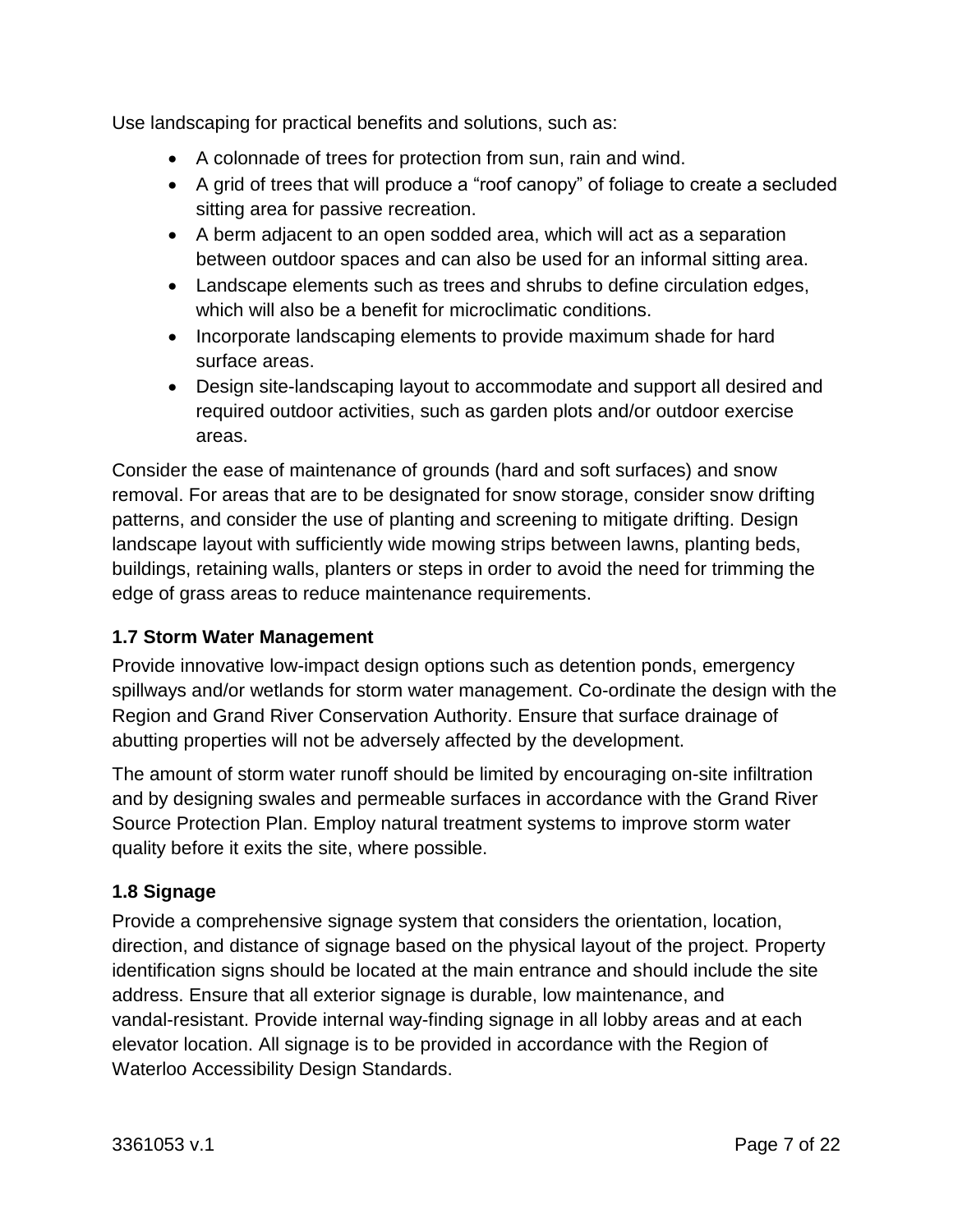Use landscaping for practical benefits and solutions, such as:

- A colonnade of trees for protection from sun, rain and wind.
- A grid of trees that will produce a “roof canopy” of foliage to create a secluded sitting area for passive recreation.
- A berm adjacent to an open sodded area, which will act as a separation between outdoor spaces and can also be used for an informal sitting area.
- Landscape elements such as trees and shrubs to define circulation edges, which will also be a benefit for microclimatic conditions.
- Incorporate landscaping elements to provide maximum shade for hard surface areas.
- Design site-landscaping layout to accommodate and support all desired and required outdoor activities, such as garden plots and/or outdoor exercise areas.

Consider the ease of maintenance of grounds (hard and soft surfaces) and snow removal. For areas that are to be designated for snow storage, consider snow drifting patterns, and consider the use of planting and screening to mitigate drifting. Design landscape layout with sufficiently wide mowing strips between lawns, planting beds, buildings, retaining walls, planters or steps in order to avoid the need for trimming the edge of grass areas to reduce maintenance requirements.

### 1.7 Storm Water Management

Provide innovative low-impact design options such as detention ponds, emergency spillways and/or wetlands for storm water management. Co-ordinate the design with the Region and Grand River Conservation Authority. Ensure that surface drainage of abutting properties will not be adversely affected by the development.

The amount of storm water runoff should be limited by encouraging on-site infiltration and by designing swales and permeable surfaces in accordance with the Grand River Source Protection Plan. Employ natural treatment systems to improve storm water quality before it exits the site, where possible.

### 1.8 Signage

Provide a comprehensive signage system that considers the orientation, location, direction, and distance of signage based on the physical layout of the project. Property identification signs should be located at the main entrance and should include the site address. Ensure that all exterior signage is durable, low maintenance, and vandal-resistant. Provide internal way-finding signage in all lobby areas and at each elevator location. All signage is to be provided in accordance with the Region of Waterloo Accessibility Design Standards.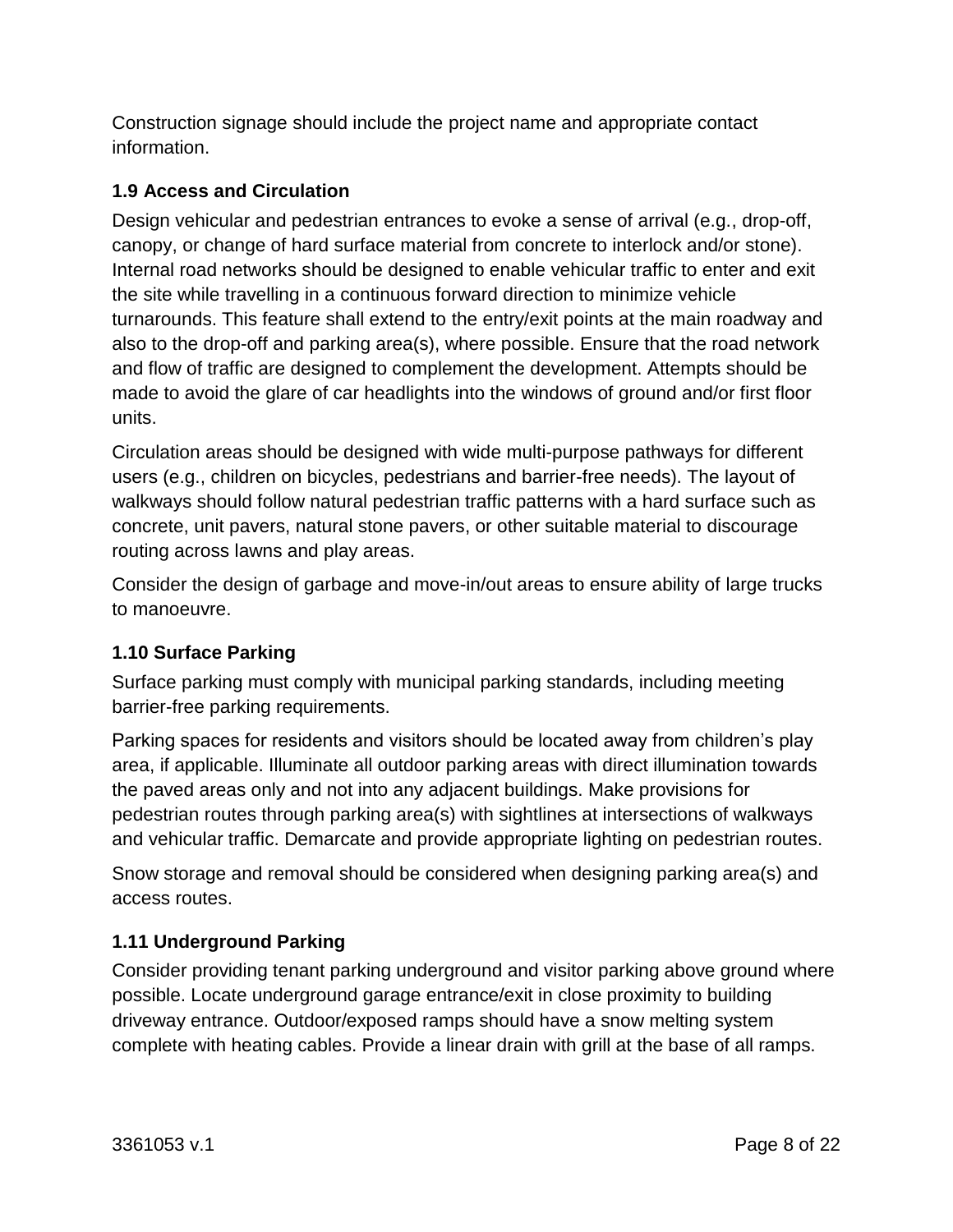Construction signage should include the project name and appropriate contact information.

### 1.9 Access and Circulation

Design vehicular and pedestrian entrances to evoke a sense of arrival (e.g., drop-off, canopy, or change of hard surface material from concrete to interlock and/or stone). Internal road networks should be designed to enable vehicular traffic to enter and exit the site while travelling in a continuous forward direction to minimize vehicle turnarounds. This feature shall extend to the entry/exit points at the main roadway and also to the drop-off and parking area(s), where possible. Ensure that the road network and flow of traffic are designed to complement the development. Attempts should be made to avoid the glare of car headlights into the windows of ground and/or first floor units.

Circulation areas should be designed with wide multi-purpose pathways for different users (e.g., children on bicycles, pedestrians and barrier-free needs). The layout of walkways should follow natural pedestrian traffic patterns with a hard surface such as concrete, unit pavers, natural stone pavers, or other suitable material to discourage routing across lawns and play areas.

Consider the design of garbage and move-in/out areas to ensure ability of large trucks to manoeuvre.

### 1.10 Surface Parking

Surface parking must comply with municipal parking standards, including meeting barrier-free parking requirements.

Parking spaces for residents and visitors should be located away from children's play area, if applicable. Illuminate all outdoor parking areas with direct illumination towards the paved areas only and not into any adjacent buildings. Make provisions for pedestrian routes through parking area(s) with sightlines at intersections of walkways and vehicular traffic. Demarcate and provide appropriate lighting on pedestrian routes.

Snow storage and removal should be considered when designing parking area(s) and access routes.

### 1.11 Underground Parking

Consider providing tenant parking underground and visitor parking above ground where possible. Locate underground garage entrance/exit in close proximity to building driveway entrance. Outdoor/exposed ramps should have a snow melting system complete with heating cables. Provide a linear drain with grill at the base of all ramps.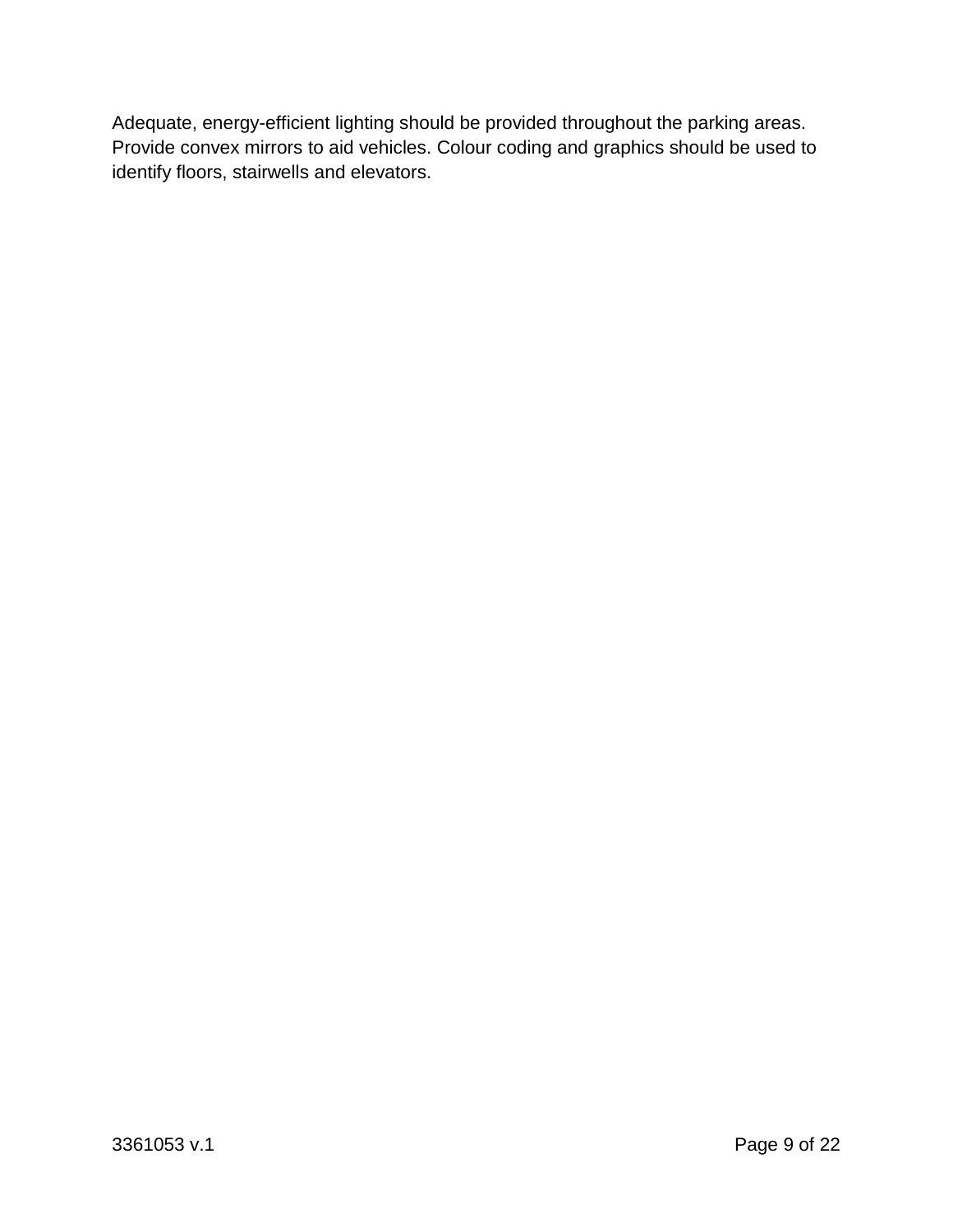Adequate, energy-efficient lighting should be provided throughout the parking areas. Provide convex mirrors to aid vehicles. Colour coding and graphics should be used to identify floors, stairwells and elevators.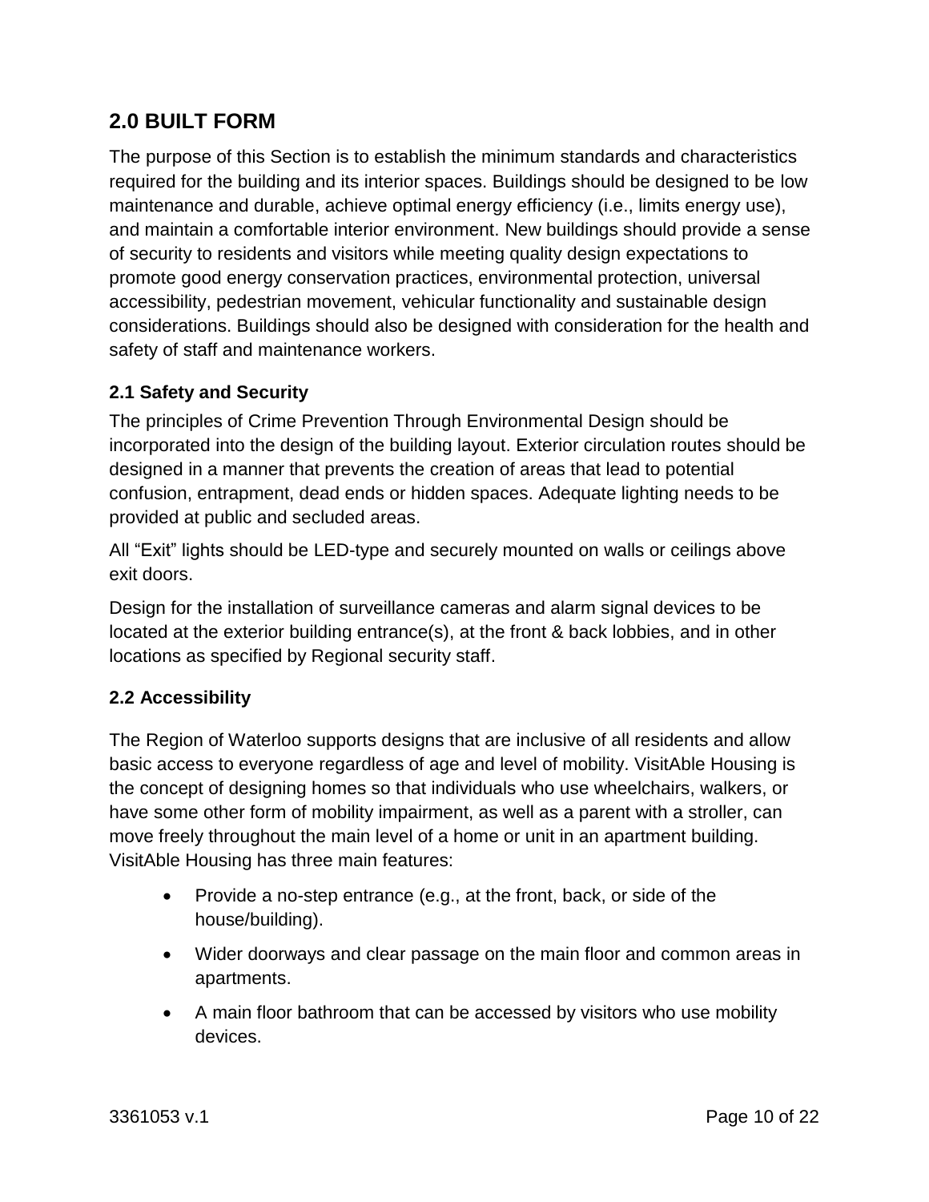## 2.0 BUILT FORM

The purpose of this Section is to establish the minimum standards and characteristics required for the building and its interior spaces. Buildings should be designed to be low maintenance and durable, achieve optimal energy efficiency (i.e., limits energy use), and maintain a comfortable interior environment. New buildings should provide a sense of security to residents and visitors while meeting quality design expectations to promote good energy conservation practices, environmental protection, universal accessibility, pedestrian movement, vehicular functionality and sustainable design considerations. Buildings should also be designed with consideration for the health and safety of staff and maintenance workers.

### 2.1 Safety and Security

The principles of Crime Prevention Through Environmental Design should be incorporated into the design of the building layout. Exterior circulation routes should be designed in a manner that prevents the creation of areas that lead to potential confusion, entrapment, dead ends or hidden spaces. Adequate lighting needs to be provided at public and secluded areas.

All "Exit" lights should be LED-type and securely mounted on walls or ceilings above exit doors.

Design for the installation of surveillance cameras and alarm signal devices to be located at the exterior building entrance(s), at the front & back lobbies, and in other locations as specified by Regional security staff.

### 2.2 Accessibility

The Region of Waterloo supports designs that are inclusive of all residents and allow basic access to everyone regardless of age and level of mobility. VisitAble Housing is the concept of designing homes so that individuals who use wheelchairs, walkers, or have some other form of mobility impairment, as well as a parent with a stroller, can move freely throughout the main level of a home or unit in an apartment building. VisitAble Housing has three main features:

- Provide a no-step entrance (e.g., at the front, back, or side of the house/building).
- Wider doorways and clear passage on the main floor and common areas in apartments.
- A main floor bathroom that can be accessed by visitors who use mobility devices.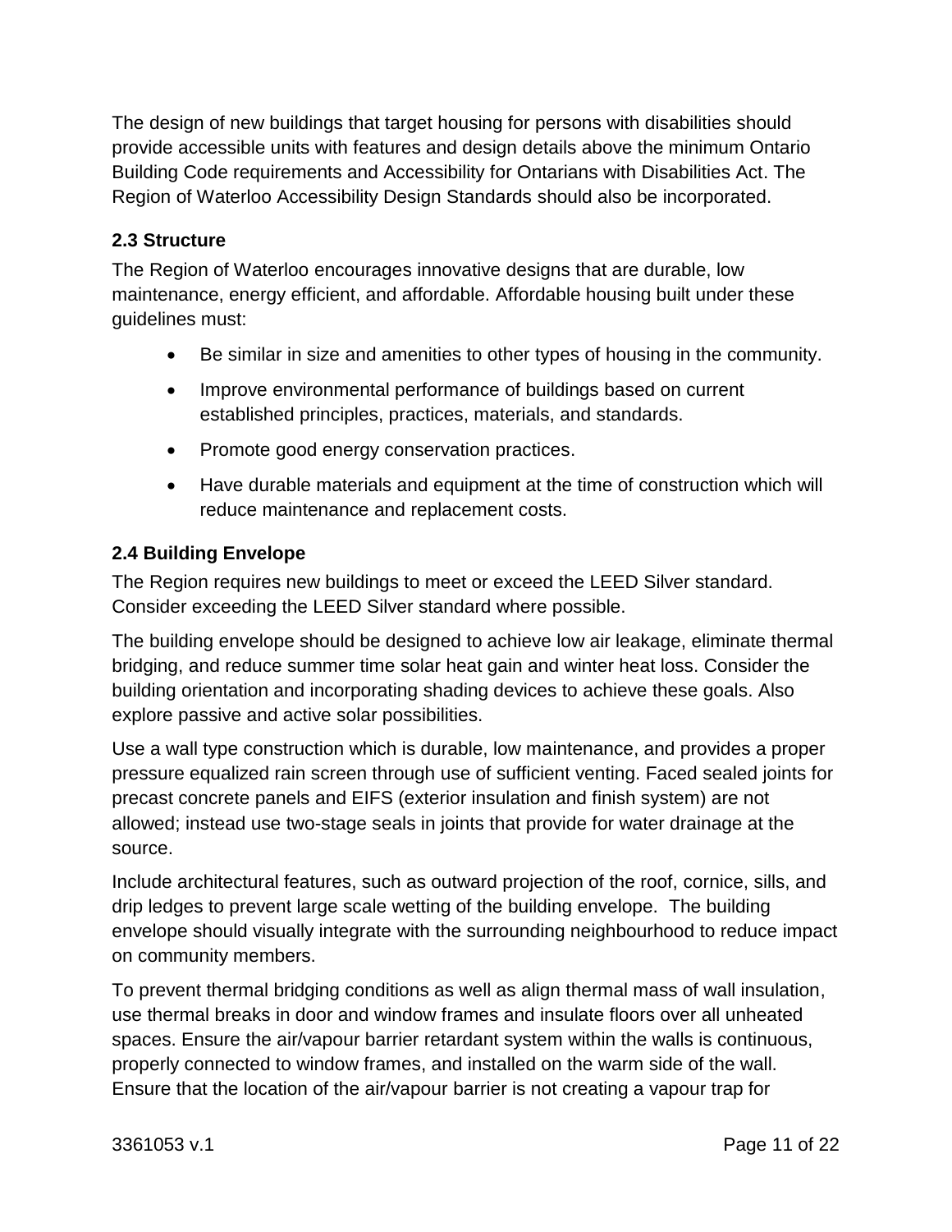The design of new buildings that target housing for persons with disabilities should provide accessible units with features and design details above the minimum Ontario Building Code requirements and Accessibility for Ontarians with Disabilities Act. The Region of Waterloo Accessibility Design Standards should also be incorporated.

### 2.3 Structure

The Region of Waterloo encourages innovative designs that are durable, low maintenance, energy efficient, and affordable. Affordable housing built under these guidelines must:

- Be similar in size and amenities to other types of housing in the community.
- Improve environmental performance of buildings based on current established principles, practices, materials, and standards.
- Promote good energy conservation practices.
- Have durable materials and equipment at the time of construction which will reduce maintenance and replacement costs.

### 2.4 Building Envelope

The Region requires new buildings to meet or exceed the LEED Silver standard. Consider exceeding the LEED Silver standard where possible.

The building envelope should be designed to achieve low air leakage, eliminate thermal bridging, and reduce summer time solar heat gain and winter heat loss. Consider the building orientation and incorporating shading devices to achieve these goals. Also explore passive and active solar possibilities.

Use a wall type construction which is durable, low maintenance, and provides a proper pressure equalized rain screen through use of sufficient venting. Faced sealed joints for precast concrete panels and EIFS (exterior insulation and finish system) are not allowed; instead use two-stage seals in joints that provide for water drainage at the source.

Include architectural features, such as outward projection of the roof, cornice, sills, and drip ledges to prevent large scale wetting of the building envelope. The building envelope should visually integrate with the surrounding neighbourhood to reduce impact on community members.

To prevent thermal bridging conditions as well as align thermal mass of wall insulation, use thermal breaks in door and window frames and insulate floors over all unheated spaces. Ensure the air/vapour barrier retardant system within the walls is continuous, properly connected to window frames, and installed on the warm side of the wall. Ensure that the location of the air/vapour barrier is not creating a vapour trap for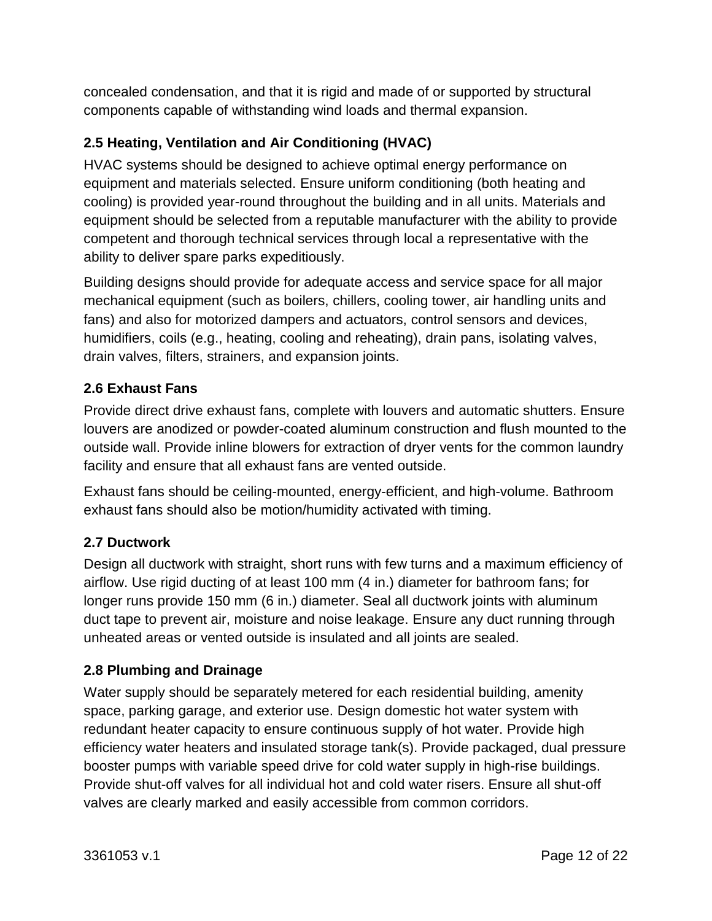concealed condensation, and that it is rigid and made of or supported by structural components capable of withstanding wind loads and thermal expansion.

### 2.5 Heating, Ventilation and Air Conditioning (HVAC)

HVAC systems should be designed to achieve optimal energy performance on equipment and materials selected. Ensure uniform conditioning (both heating and cooling) is provided year-round throughout the building and in all units. Materials and equipment should be selected from a reputable manufacturer with the ability to provide competent and thorough technical services through local a representative with the ability to deliver spare parks expeditiously.

Building designs should provide for adequate access and service space for all major mechanical equipment (such as boilers, chillers, cooling tower, air handling units and fans) and also for motorized dampers and actuators, control sensors and devices, humidifiers, coils (e.g., heating, cooling and reheating), drain pans, isolating valves, drain valves, filters, strainers, and expansion joints.

### 2.6 Exhaust Fans

Provide direct drive exhaust fans, complete with louvers and automatic shutters. Ensure louvers are anodized or powder-coated aluminum construction and flush mounted to the outside wall. Provide inline blowers for extraction of dryer vents for the common laundry facility and ensure that all exhaust fans are vented outside.

Exhaust fans should be ceiling-mounted, energy-efficient, and high-volume. Bathroom exhaust fans should also be motion/humidity activated with timing.

### 2.7 Ductwork

Design all ductwork with straight, short runs with few turns and a maximum efficiency of airflow. Use rigid ducting of at least 100 mm (4 in.) diameter for bathroom fans; for longer runs provide 150 mm (6 in.) diameter. Seal all ductwork joints with aluminum duct tape to prevent air, moisture and noise leakage. Ensure any duct running through unheated areas or vented outside is insulated and all joints are sealed.

### 2.8 Plumbing and Drainage

Water supply should be separately metered for each residential building, amenity space, parking garage, and exterior use. Design domestic hot water system with redundant heater capacity to ensure continuous supply of hot water. Provide high efficiency water heaters and insulated storage tank(s). Provide packaged, dual pressure booster pumps with variable speed drive for cold water supply in high-rise buildings. Provide shut-off valves for all individual hot and cold water risers. Ensure all shut-off valves are clearly marked and easily accessible from common corridors.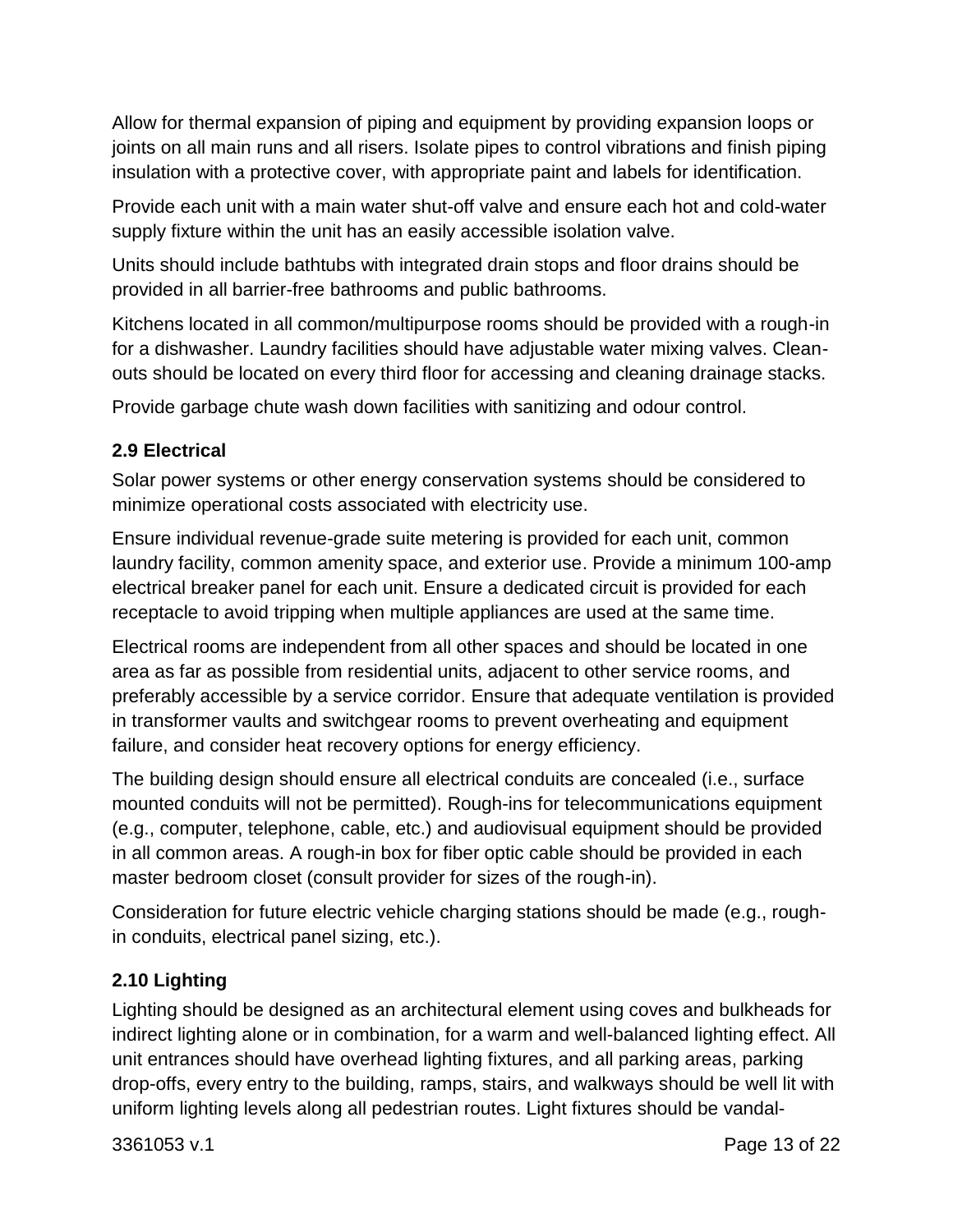Allow for thermal expansion of piping and equipment by providing expansion loops or joints on all main runs and all risers. Isolate pipes to control vibrations and finish piping insulation with a protective cover, with appropriate paint and labels for identification.

Provide each unit with a main water shut-off valve and ensure each hot and cold-water supply fixture within the unit has an easily accessible isolation valve.

Units should include bathtubs with integrated drain stops and floor drains should be provided in all barrier-free bathrooms and public bathrooms.

Kitchens located in all common/multipurpose rooms should be provided with a rough-in for a dishwasher. Laundry facilities should have adjustable water mixing valves. Clean-outs should be located on every third floor for accessing and cleaning drainage stacks.

Provide garbage chute wash down facilities with sanitizing and odour control.

### 2.9 Electrical

Solar power systems or other energy conservation systems should be considered to minimize operational costs associated with electricity use.

Ensure individual revenue-grade suite metering is provided for each unit, common laundry facility, common amenity space, and exterior use. Provide a minimum 100-amp electrical breaker panel for each unit. Ensure a dedicated circuit is provided for each receptacle to avoid tripping when multiple appliances are used at the same time.

Electrical rooms are independent from all other spaces and should be located in one area as far as possible from residential units, adjacent to other service rooms, and preferably accessible by a service corridor. Ensure that adequate ventilation is provided in transformer vaults and switchgear rooms to prevent overheating and equipment failure, and consider heat recovery options for energy efficiency.

The building design should ensure all electrical conduits are concealed (i.e., surface mounted conduits will not be permitted). Rough-ins for telecommunications equipment (e.g., computer, telephone, cable, etc.) and audiovisual equipment should be provided in all common areas. A rough-in box for fiber optic cable should be provided in each master bedroom closet (consult provider for sizes of the rough-in).

Consideration for future electric vehicle charging stations should be made (e.g., rough-in conduits, electrical panel sizing, etc.).

### 2.10 Lighting

Lighting should be designed as an architectural element using coves and bulkheads for indirect lighting alone or in combination, for a warm and well-balanced lighting effect. All unit entrances should have overhead lighting fixtures, and all parking areas, parking drop-offs, every entry to the building, ramps, stairs, and walkways should be well lit with uniform lighting levels along all pedestrian routes. Light fixtures should be vandal-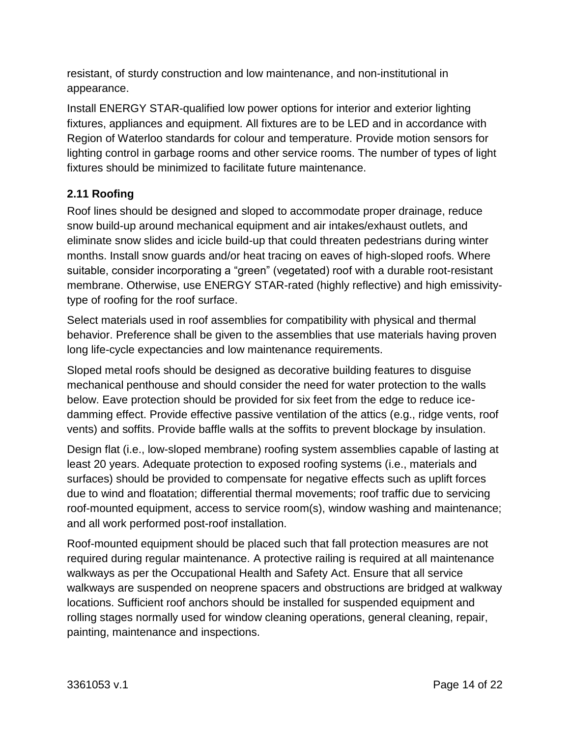resistant, of sturdy construction and low maintenance, and non-institutional in appearance.

Install ENERGY STAR-qualified low power options for interior and exterior lighting fixtures, appliances and equipment. All fixtures are to be LED and in accordance with Region of Waterloo standards for colour and temperature. Provide motion sensors for lighting control in garbage rooms and other service rooms. The number of types of light fixtures should be minimized to facilitate future maintenance.

### 2.11 Roofing

Roof lines should be designed and sloped to accommodate proper drainage, reduce snow build-up around mechanical equipment and air intakes/exhaust outlets, and eliminate snow slides and icicle build-up that could threaten pedestrians during winter months. Install snow guards and/or heat tracing on eaves of high-sloped roofs. Where suitable, consider incorporating a "green" (vegetated) roof with a durable root-resistant membrane. Otherwise, use ENERGY STAR-rated (highly reflective) and high emissivity-type of roofing for the roof surface.

Select materials used in roof assemblies for compatibility with physical and thermal behavior. Preference shall be given to the assemblies that use materials having proven long life-cycle expectancies and low maintenance requirements.

Sloped metal roofs should be designed as decorative building features to disguise mechanical penthouse and should consider the need for water protection to the walls below. Eave protection should be provided for six feet from the edge to reduce ice-damming effect. Provide effective passive ventilation of the attics (e.g., ridge vents, roof vents) and soffits. Provide baffle walls at the soffits to prevent blockage by insulation.

Design flat (i.e., low-sloped membrane) roofing system assemblies capable of lasting at least 20 years. Adequate protection to exposed roofing systems (i.e., materials and surfaces) should be provided to compensate for negative effects such as uplift forces due to wind and floatation; differential thermal movements; roof traffic due to servicing roof-mounted equipment, access to service room(s), window washing and maintenance; and all work performed post-roof installation.

Roof-mounted equipment should be placed such that fall protection measures are not required during regular maintenance. A protective railing is required at all maintenance walkways as per the Occupational Health and Safety Act. Ensure that all service walkways are suspended on neoprene spacers and obstructions are bridged at walkway locations. Sufficient roof anchors should be installed for suspended equipment and rolling stages normally used for window cleaning operations, general cleaning, repair, painting, maintenance and inspections.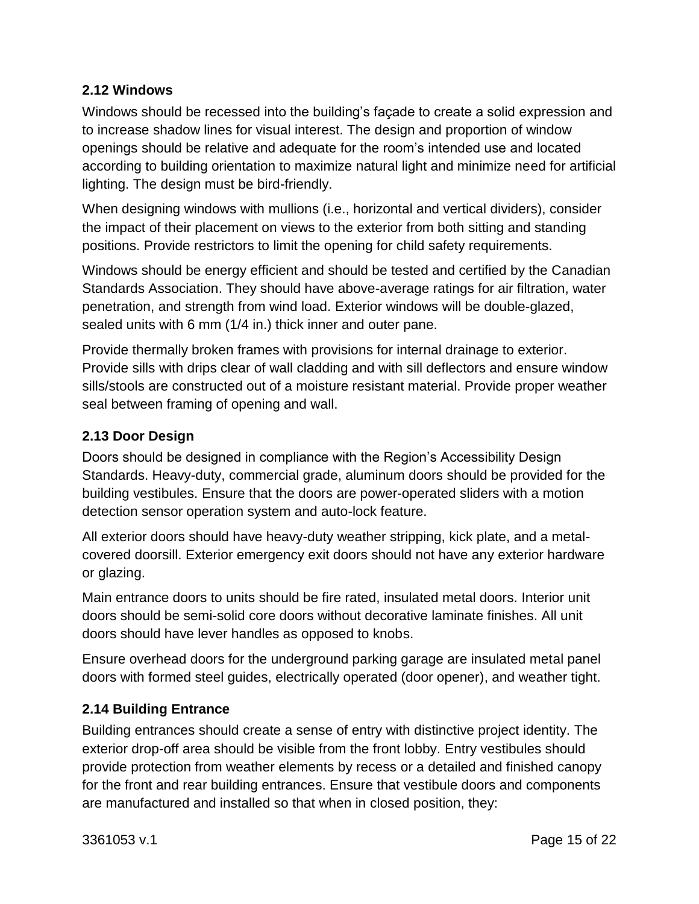### 2.12 Windows

Windows should be recessed into the building's façade to create a solid expression and to increase shadow lines for visual interest. The design and proportion of window openings should be relative and adequate for the room's intended use and located according to building orientation to maximize natural light and minimize need for artificial lighting. The design must be bird-friendly.

When designing windows with mullions (i.e., horizontal and vertical dividers), consider the impact of their placement on views to the exterior from both sitting and standing positions. Provide restrictors to limit the opening for child safety requirements.

Windows should be energy efficient and should be tested and certified by the Canadian Standards Association. They should have above-average ratings for air filtration, water penetration, and strength from wind load. Exterior windows will be double-glazed, sealed units with 6 mm (1/4 in.) thick inner and outer pane.

Provide thermally broken frames with provisions for internal drainage to exterior. Provide sills with drips clear of wall cladding and with sill deflectors and ensure window sills/stools are constructed out of a moisture resistant material. Provide proper weather seal between framing of opening and wall.

### 2.13 Door Design

Doors should be designed in compliance with the Region's Accessibility Design Standards. Heavy-duty, commercial grade, aluminum doors should be provided for the building vestibules. Ensure that the doors are power-operated sliders with a motion detection sensor operation system and auto-lock feature.

All exterior doors should have heavy-duty weather stripping, kick plate, and a metal-covered doorsill. Exterior emergency exit doors should not have any exterior hardware or glazing.

Main entrance doors to units should be fire rated, insulated metal doors. Interior unit doors should be semi-solid core doors without decorative laminate finishes. All unit doors should have lever handles as opposed to knobs.

Ensure overhead doors for the underground parking garage are insulated metal panel doors with formed steel guides, electrically operated (door opener), and weather tight.

### 2.14 Building Entrance

Building entrances should create a sense of entry with distinctive project identity. The exterior drop-off area should be visible from the front lobby. Entry vestibules should provide protection from weather elements by recess or a detailed and finished canopy for the front and rear building entrances. Ensure that vestibule doors and components are manufactured and installed so that when in closed position, they: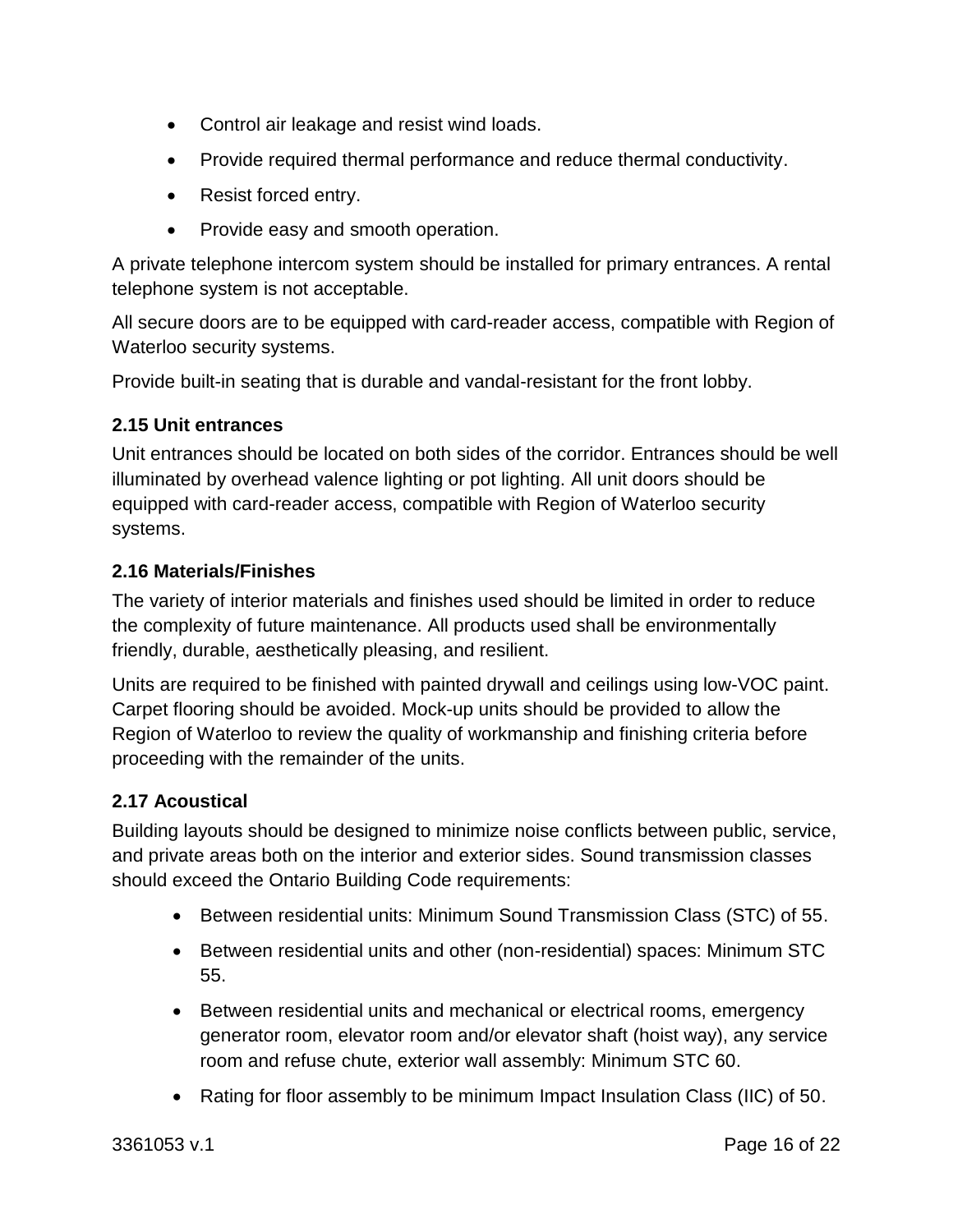- Control air leakage and resist wind loads.
- Provide required thermal performance and reduce thermal conductivity.
- Resist forced entry.
- Provide easy and smooth operation.

A private telephone intercom system should be installed for primary entrances. A rental telephone system is not acceptable.

All secure doors are to be equipped with card-reader access, compatible with Region of Waterloo security systems.

Provide built-in seating that is durable and vandal-resistant for the front lobby.

### 2.15 Unit entrances

Unit entrances should be located on both sides of the corridor. Entrances should be well illuminated by overhead valence lighting or pot lighting. All unit doors should be equipped with card-reader access, compatible with Region of Waterloo security systems.

### 2.16 Materials/Finishes

The variety of interior materials and finishes used should be limited in order to reduce the complexity of future maintenance. All products used shall be environmentally friendly, durable, aesthetically pleasing, and resilient.

Units are required to be finished with painted drywall and ceilings using low-VOC paint. Carpet flooring should be avoided. Mock-up units should be provided to allow the Region of Waterloo to review the quality of workmanship and finishing criteria before proceeding with the remainder of the units.

### 2.17 Acoustical

Building layouts should be designed to minimize noise conflicts between public, service, and private areas both on the interior and exterior sides. Sound transmission classes should exceed the Ontario Building Code requirements:

- Between residential units: Minimum Sound Transmission Class (STC) of 55.
- Between residential units and other (non-residential) spaces: Minimum STC 55.
- Between residential units and mechanical or electrical rooms, emergency generator room, elevator room and/or elevator shaft (hoist way), any service room and refuse chute, exterior wall assembly: Minimum STC 60.
- Rating for floor assembly to be minimum Impact Insulation Class (IIC) of 50.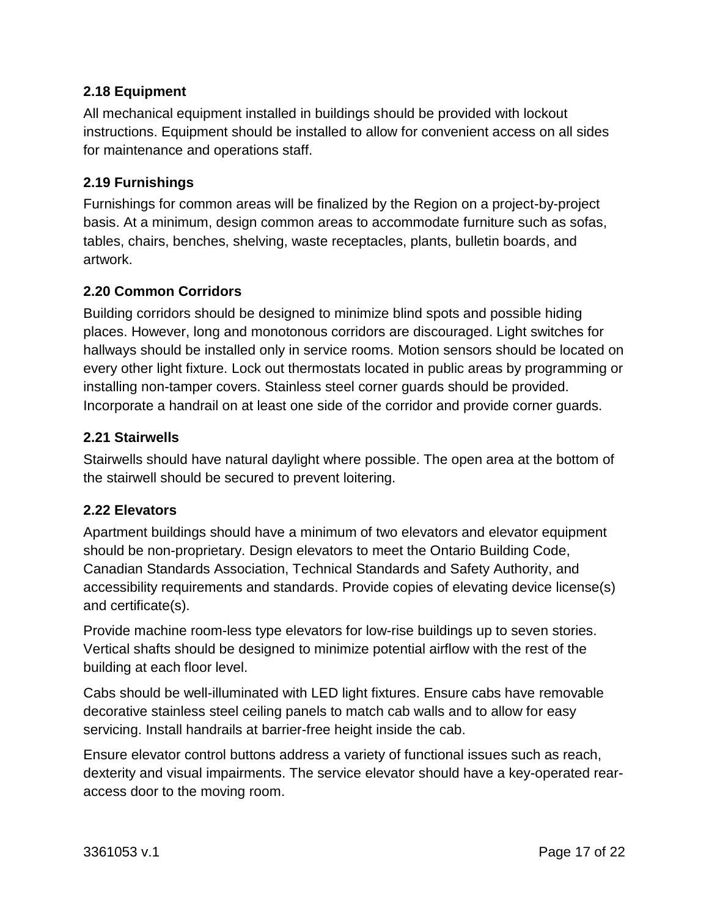### 2.18 Equipment

All mechanical equipment installed in buildings should be provided with lockout instructions. Equipment should be installed to allow for convenient access on all sides for maintenance and operations staff.

### 2.19 Furnishings

Furnishings for common areas will be finalized by the Region on a project-by-project basis. At a minimum, design common areas to accommodate furniture such as sofas, tables, chairs, benches, shelving, waste receptacles, plants, bulletin boards, and artwork.

### 2.20 Common Corridors

Building corridors should be designed to minimize blind spots and possible hiding places. However, long and monotonous corridors are discouraged. Light switches for hallways should be installed only in service rooms. Motion sensors should be located on every other light fixture. Lock out thermostats located in public areas by programming or installing non-tamper covers. Stainless steel corner guards should be provided. Incorporate a handrail on at least one side of the corridor and provide corner guards.

### 2.21 Stairwells

Stairwells should have natural daylight where possible. The open area at the bottom of the stairwell should be secured to prevent loitering.

### 2.22 Elevators

Apartment buildings should have a minimum of two elevators and elevator equipment should be non-proprietary. Design elevators to meet the Ontario Building Code, Canadian Standards Association, Technical Standards and Safety Authority, and accessibility requirements and standards. Provide copies of elevating device license(s) and certificate(s).

Provide machine room-less type elevators for low-rise buildings up to seven stories. Vertical shafts should be designed to minimize potential airflow with the rest of the building at each floor level.

Cabs should be well-illuminated with LED light fixtures. Ensure cabs have removable decorative stainless steel ceiling panels to match cab walls and to allow for easy servicing. Install handrails at barrier-free height inside the cab.

Ensure elevator control buttons address a variety of functional issues such as reach, dexterity and visual impairments. The service elevator should have a key-operated rear-access door to the moving room.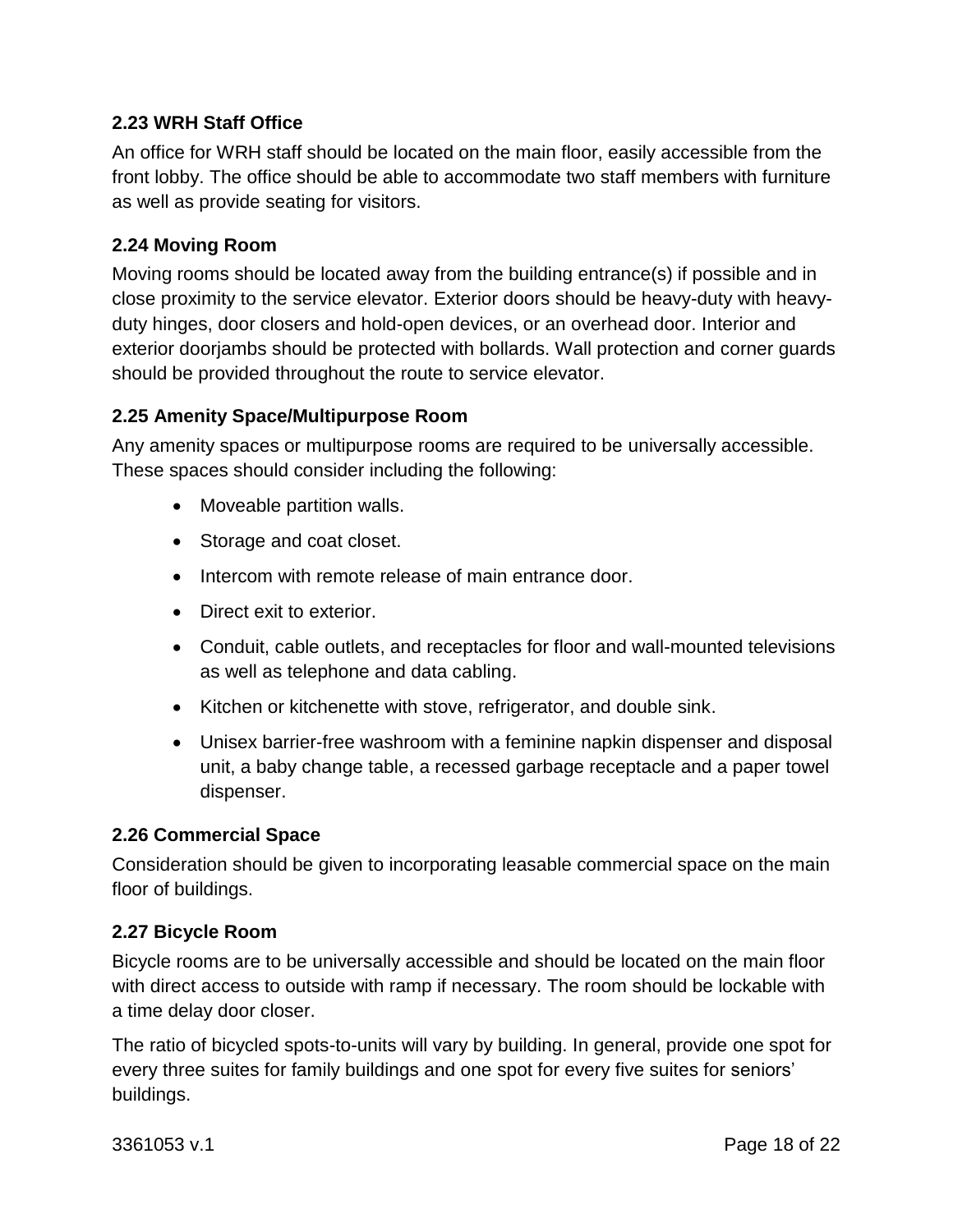### 2.23 WRH Staff Office

An office for WRH staff should be located on the main floor, easily accessible from the front lobby. The office should be able to accommodate two staff members with furniture as well as provide seating for visitors.

### 2.24 Moving Room

Moving rooms should be located away from the building entrance(s) if possible and in close proximity to the service elevator. Exterior doors should be heavy-duty with heavy-duty hinges, door closers and hold-open devices, or an overhead door. Interior and exterior doorjambs should be protected with bollards. Wall protection and corner guards should be provided throughout the route to service elevator.

### 2.25 Amenity Space/Multipurpose Room

Any amenity spaces or multipurpose rooms are required to be universally accessible. These spaces should consider including the following:

- Moveable partition walls.
- Storage and coat closet.
- Intercom with remote release of main entrance door.
- Direct exit to exterior.
- Conduit, cable outlets, and receptacles for floor and wall-mounted televisions as well as telephone and data cabling.
- Kitchen or kitchenette with stove, refrigerator, and double sink.
- Unisex barrier-free washroom with a feminine napkin dispenser and disposal unit, a baby change table, a recessed garbage receptacle and a paper towel dispenser.

### 2.26 Commercial Space

Consideration should be given to incorporating leasable commercial space on the main floor of buildings.

### 2.27 Bicycle Room

Bicycle rooms are to be universally accessible and should be located on the main floor with direct access to outside with ramp if necessary. The room should be lockable with a time delay door closer.

The ratio of bicycled spots-to-units will vary by building. In general, provide one spot for every three suites for family buildings and one spot for every five suites for seniors' buildings.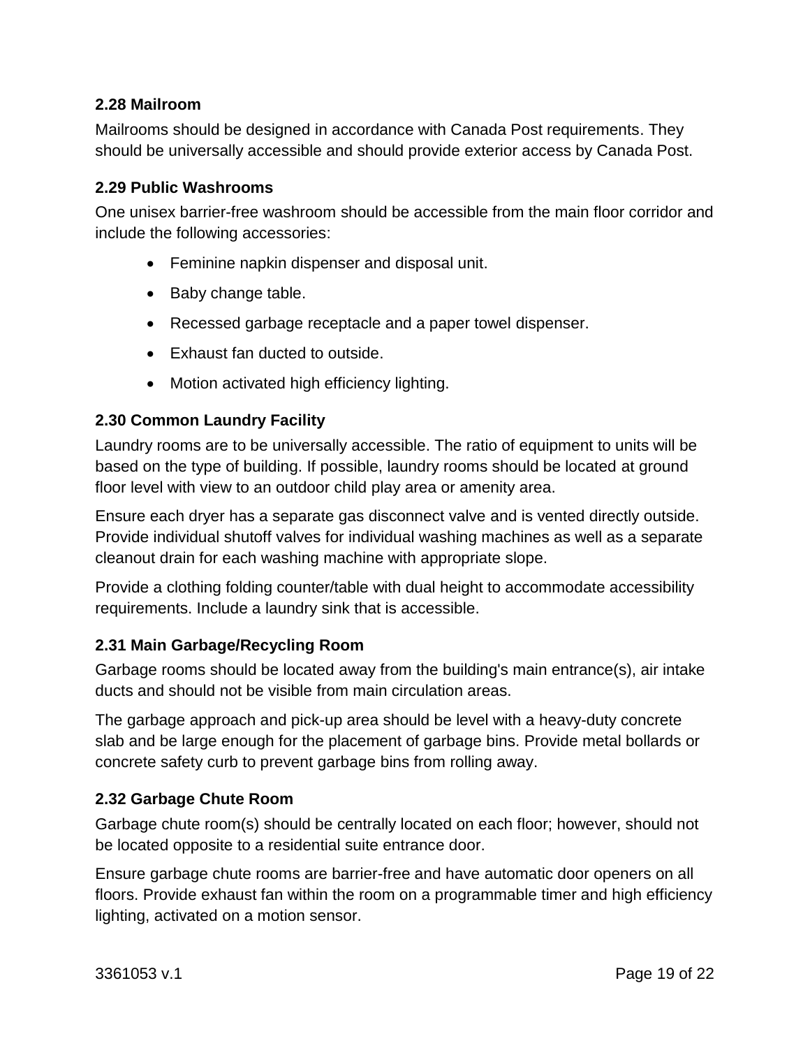### 2.28 Mailroom

Mailrooms should be designed in accordance with Canada Post requirements. They should be universally accessible and should provide exterior access by Canada Post.

### 2.29 Public Washrooms

One unisex barrier-free washroom should be accessible from the main floor corridor and include the following accessories:

- Feminine napkin dispenser and disposal unit.
- Baby change table.
- Recessed garbage receptacle and a paper towel dispenser.
- Exhaust fan ducted to outside.
- Motion activated high efficiency lighting.

### 2.30 Common Laundry Facility

Laundry rooms are to be universally accessible. The ratio of equipment to units will be based on the type of building. If possible, laundry rooms should be located at ground floor level with view to an outdoor child play area or amenity area.

Ensure each dryer has a separate gas disconnect valve and is vented directly outside. Provide individual shutoff valves for individual washing machines as well as a separate cleanout drain for each washing machine with appropriate slope.

Provide a clothing folding counter/table with dual height to accommodate accessibility requirements. Include a laundry sink that is accessible.

### 2.31 Main Garbage/Recycling Room

Garbage rooms should be located away from the building's main entrance(s), air intake ducts and should not be visible from main circulation areas.

The garbage approach and pick-up area should be level with a heavy-duty concrete slab and be large enough for the placement of garbage bins. Provide metal bollards or concrete safety curb to prevent garbage bins from rolling away.

### 2.32 Garbage Chute Room

Garbage chute room(s) should be centrally located on each floor; however, should not be located opposite to a residential suite entrance door.

Ensure garbage chute rooms are barrier-free and have automatic door openers on all floors. Provide exhaust fan within the room on a programmable timer and high efficiency lighting, activated on a motion sensor.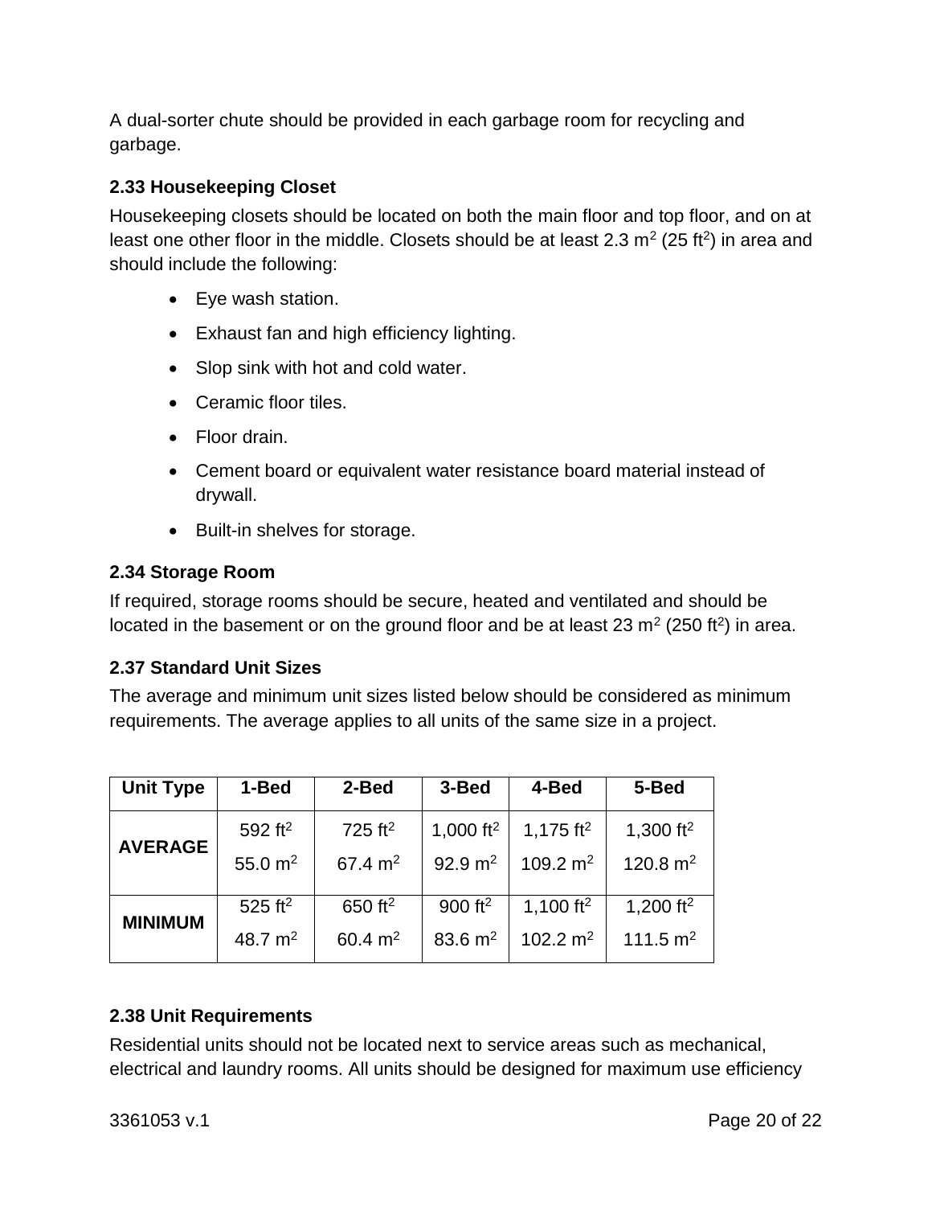A dual-sorter chute should be provided in each garbage room for recycling and garbage.

### 2.33 Housekeeping Closet

Housekeeping closets should be located on both the main floor and top floor, and on at least one other floor in the middle. Closets should be at least 2.3 $m^2$ (25 $ft^2$) in area and should include the following:

- Eye wash station.
- Exhaust fan and high efficiency lighting.
- Slop sink with hot and cold water.
- Ceramic floor tiles.
- Floor drain.
- Cement board or equivalent water resistance board material instead of drywall.
- Built-in shelves for storage.

### 2.34 Storage Room

If required, storage rooms should be secure, heated and ventilated and should be located in the basement or on the ground floor and be at least 23 $m^2$ (250 $ft^2$) in area.

### 2.37 Standard Unit Sizes

The average and minimum unit sizes listed below should be considered as minimum requirements. The average applies to all units of the same size in a project.

| Unit Type | 1-Bed | 2-Bed | 3-Bed | 4-Bed | 5-Bed |
|---|---|---|---|---|---|
| **AVERAGE** | 592 $ft^2$<br>55.0 $m^2$ | 725 $ft^2$<br>67.4 $m^2$ | 1,000 $ft^2$<br>92.9 $m^2$ | 1,175 $ft^2$<br>109.2 $m^2$ | 1,300 $ft^2$<br>120.8 $m^2$ |
| **MINIMUM** | 525 $ft^2$<br>48.7 $m^2$ | 650 $ft^2$<br>60.4 $m^2$ | 900 $ft^2$<br>83.6 $m^2$ | 1,100 $ft^2$<br>102.2 $m^2$ | 1,200 $ft^2$<br>111.5 $m^2$ |

### 2.38 Unit Requirements

Residential units should not be located next to service areas such as mechanical, electrical and laundry rooms. All units should be designed for maximum use efficiency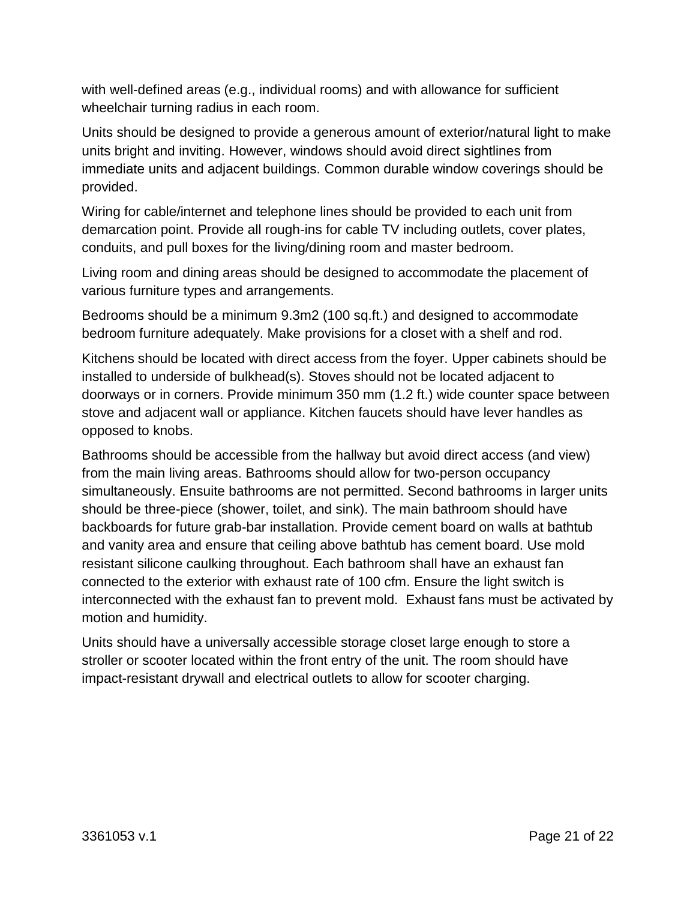with well-defined areas (e.g., individual rooms) and with allowance for sufficient wheelchair turning radius in each room.

Units should be designed to provide a generous amount of exterior/natural light to make units bright and inviting. However, windows should avoid direct sightlines from immediate units and adjacent buildings. Common durable window coverings should be provided.

Wiring for cable/internet and telephone lines should be provided to each unit from demarcation point. Provide all rough-ins for cable TV including outlets, cover plates, conduits, and pull boxes for the living/dining room and master bedroom.

Living room and dining areas should be designed to accommodate the placement of various furniture types and arrangements.

Bedrooms should be a minimum 9.3m2 (100 sq.ft.) and designed to accommodate bedroom furniture adequately. Make provisions for a closet with a shelf and rod.

Kitchens should be located with direct access from the foyer. Upper cabinets should be installed to underside of bulkhead(s). Stoves should not be located adjacent to doorways or in corners. Provide minimum 350 mm (1.2 ft.) wide counter space between stove and adjacent wall or appliance. Kitchen faucets should have lever handles as opposed to knobs.

Bathrooms should be accessible from the hallway but avoid direct access (and view) from the main living areas. Bathrooms should allow for two-person occupancy simultaneously. Ensuite bathrooms are not permitted. Second bathrooms in larger units should be three-piece (shower, toilet, and sink). The main bathroom should have backboards for future grab-bar installation. Provide cement board on walls at bathtub and vanity area and ensure that ceiling above bathtub has cement board. Use mold resistant silicone caulking throughout. Each bathroom shall have an exhaust fan connected to the exterior with exhaust rate of 100 cfm. Ensure the light switch is interconnected with the exhaust fan to prevent mold. Exhaust fans must be activated by motion and humidity.

Units should have a universally accessible storage closet large enough to store a stroller or scooter located within the front entry of the unit. The room should have impact-resistant drywall and electrical outlets to allow for scooter charging.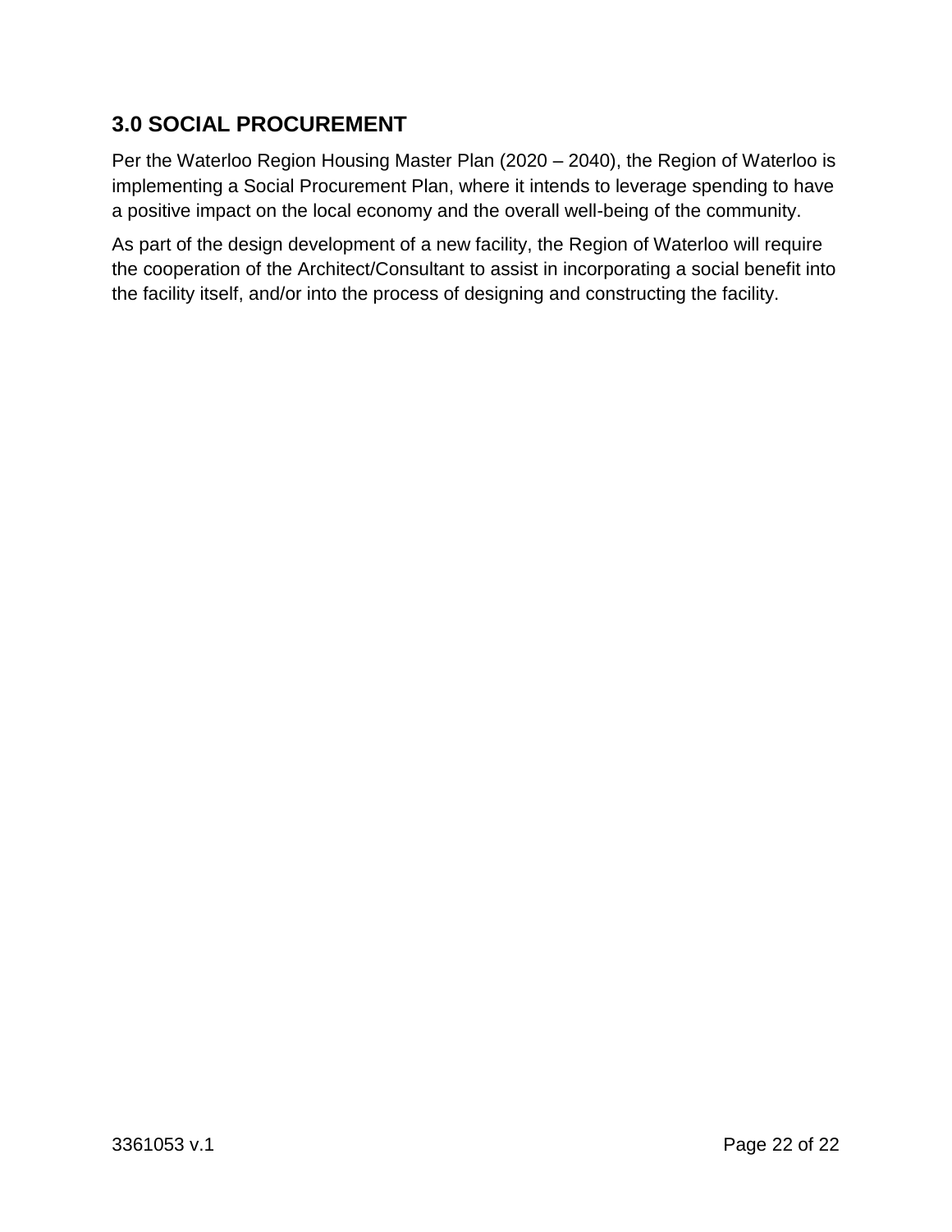## 3.0 SOCIAL PROCUREMENT

Per the Waterloo Region Housing Master Plan (2020 – 2040), the Region of Waterloo is implementing a Social Procurement Plan, where it intends to leverage spending to have a positive impact on the local economy and the overall well-being of the community.

As part of the design development of a new facility, the Region of Waterloo will require the cooperation of the Architect/Consultant to assist in incorporating a social benefit into the facility itself, and/or into the process of designing and constructing the facility.